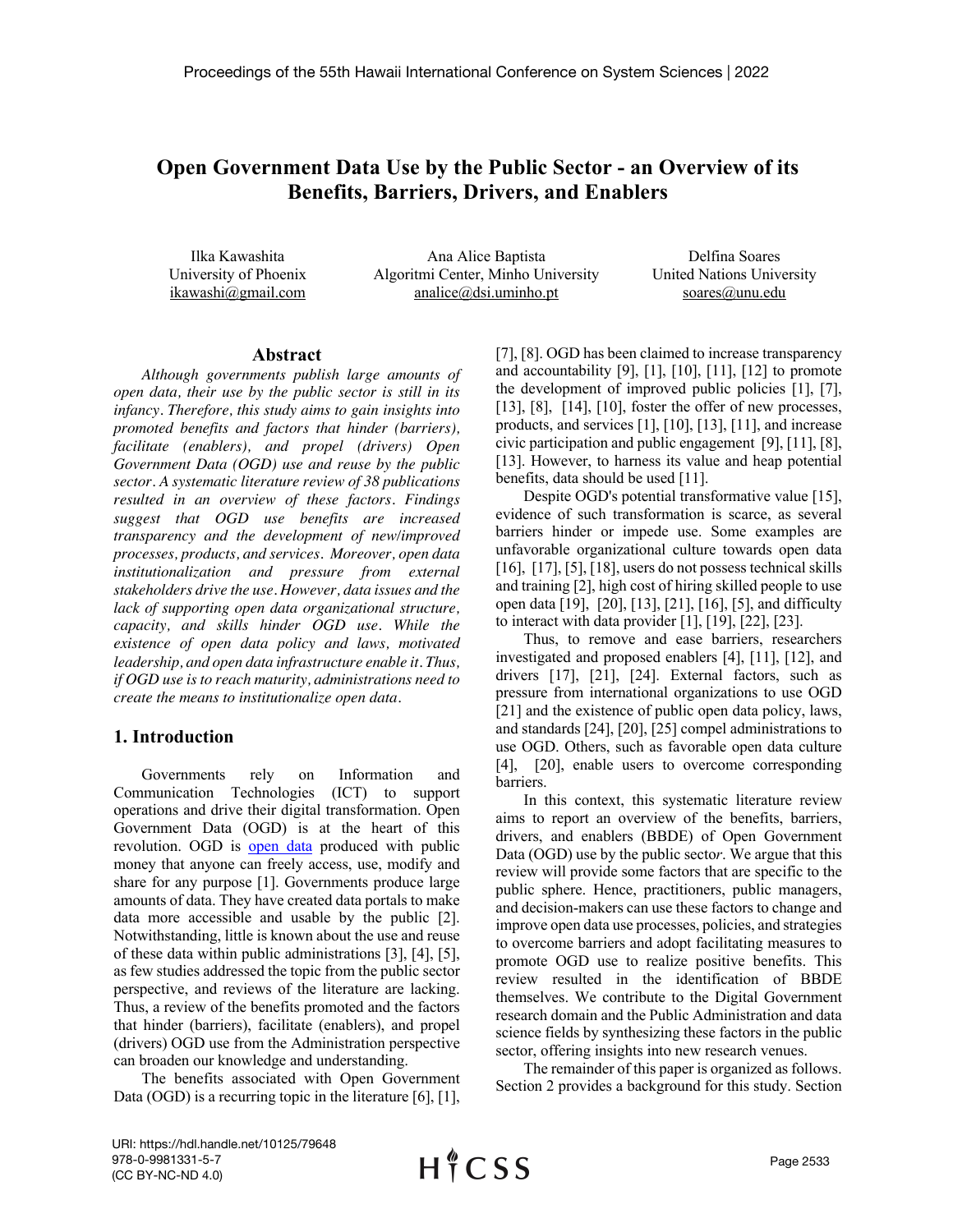# Open Government Data Use by the Public Sector - an Overview of its Benefits, Barriers, Drivers, and Enablers

Ilka Kawashita
University of Phoenix
ikawashi@gmail.com

Ana Alice Baptista
Algoritmi Center, Minho University
analice@dsi.uminho.pt

Delfina Soares
United Nations University
soares@unu.edu

## Abstract

*Although governments publish large amounts of open data, their use by the public sector is still in its infancy. Therefore, this study aims to gain insights into promoted benefits and factors that hinder (barriers), facilitate (enablers), and propel (drivers) Open Government Data (OGD) use and reuse by the public sector. A systematic literature review of 38 publications resulted in an overview of these factors. Findings suggest that OGD use benefits are increased transparency and the development of new/improved processes, products, and services. Moreover, open data institutionalization and pressure from external stakeholders drive the use. However, data issues and the lack of supporting open data organizational structure, capacity, and skills hinder OGD use. While the existence of open data policy and laws, motivated leadership, and open data infrastructure enable it. Thus, if OGD use is to reach maturity, administrations need to create the means to institutionalize open data.*

## 1. Introduction

Governments rely on Information and Communication Technologies (ICT) to support operations and drive their digital transformation. Open Government Data (OGD) is at the heart of this revolution. OGD is open data produced with public money that anyone can freely access, use, modify and share for any purpose [1]. Governments produce large amounts of data. They have created data portals to make data more accessible and usable by the public [2]. Notwithstanding, little is known about the use and reuse of these data within public administrations [3], [4], [5], as few studies addressed the topic from the public sector perspective, and reviews of the literature are lacking. Thus, a review of the benefits promoted and the factors that hinder (barriers), facilitate (enablers), and propel (drivers) OGD use from the Administration perspective can broaden our knowledge and understanding.

The benefits associated with Open Government Data (OGD) is a recurring topic in the literature [6], [1], [7], [8]. OGD has been claimed to increase transparency and accountability [9], [1], [10], [11], [12] to promote the development of improved public policies [1], [7], [13], [8], [14], [10], foster the offer of new processes, products, and services [1], [10], [13], [11], and increase civic participation and public engagement [9], [11], [8], [13]. However, to harness its value and heap potential benefits, data should be used [11].

Despite OGD's potential transformative value [15], evidence of such transformation is scarce, as several barriers hinder or impede use. Some examples are unfavorable organizational culture towards open data [16], [17], [5], [18], users do not possess technical skills and training [2], high cost of hiring skilled people to use open data [19], [20], [13], [21], [16], [5], and difficulty to interact with data provider [1], [19], [22], [23].

Thus, to remove and ease barriers, researchers investigated and proposed enablers [4], [11], [12], and drivers [17], [21], [24]. External factors, such as pressure from international organizations to use OGD [21] and the existence of public open data policy, laws, and standards [24], [20], [25] compel administrations to use OGD. Others, such as favorable open data culture [4], [20], enable users to overcome corresponding barriers.

In this context, this systematic literature review aims to report an overview of the benefits, barriers, drivers, and enablers (BBDE) of Open Government Data (OGD) use by the public sect*or*. We argue that this review will provide some factors that are specific to the public sphere. Hence, practitioners, public managers, and decision-makers can use these factors to change and improve open data use processes, policies, and strategies to overcome barriers and adopt facilitating measures to promote OGD use to realize positive benefits. This review resulted in the identification of BBDE themselves. We contribute to the Digital Government research domain and the Public Administration and data science fields by synthesizing these factors in the public sector, offering insights into new research venues.

The remainder of this paper is organized as follows. Section 2 provides a background for this study. Section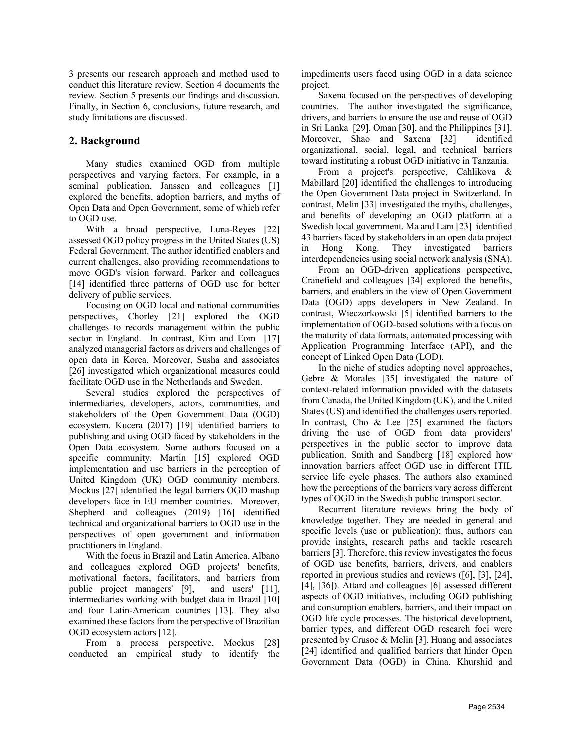3 presents our research approach and method used to conduct this literature review. Section 4 documents the review. Section 5 presents our findings and discussion. Finally, in Section 6, conclusions, future research, and study limitations are discussed.

## 2. Background

Many studies examined OGD from multiple perspectives and varying factors. For example, in a seminal publication, Janssen and colleagues [1] explored the benefits, adoption barriers, and myths of Open Data and Open Government, some of which refer to OGD use.

With a broad perspective, Luna-Reyes [22] assessed OGD policy progress in the United States (US) Federal Government. The author identified enablers and current challenges, also providing recommendations to move OGD's vision forward. Parker and colleagues [14] identified three patterns of OGD use for better delivery of public services.

Focusing on OGD local and national communities perspectives, Chorley [21] explored the OGD challenges to records management within the public sector in England. In contrast, Kim and Eom [17] analyzed managerial factors as drivers and challenges of open data in Korea. Moreover, Susha and associates [26] investigated which organizational measures could facilitate OGD use in the Netherlands and Sweden.

Several studies explored the perspectives of intermediaries, developers, actors, communities, and stakeholders of the Open Government Data (OGD) ecosystem. Kucera (2017) [19] identified barriers to publishing and using OGD faced by stakeholders in the Open Data ecosystem. Some authors focused on a specific community. Martin [15] explored OGD implementation and use barriers in the perception of United Kingdom (UK) OGD community members. Mockus [27] identified the legal barriers OGD mashup developers face in EU member countries. Moreover, Shepherd and colleagues (2019) [16] identified technical and organizational barriers to OGD use in the perspectives of open government and information practitioners in England.

With the focus in Brazil and Latin America, Albano and colleagues explored OGD projects' benefits, motivational factors, facilitators, and barriers from public project managers' [9], and users' [11], intermediaries working with budget data in Brazil [10] and four Latin-American countries [13]. They also examined these factors from the perspective of Brazilian OGD ecosystem actors [12].

From a process perspective, Mockus [28] conducted an empirical study to identify the impediments users faced using OGD in a data science project.

Saxena focused on the perspectives of developing countries. The author investigated the significance, drivers, and barriers to ensure the use and reuse of OGD in Sri Lanka [29], Oman [30], and the Philippines [31]. Moreover, Shao and Saxena [32] identified organizational, social, legal, and technical barriers toward instituting a robust OGD initiative in Tanzania.

From a project's perspective, Cahlikova & Mabillard [20] identified the challenges to introducing the Open Government Data project in Switzerland. In contrast, Melin [33] investigated the myths, challenges, and benefits of developing an OGD platform at a Swedish local government. Ma and Lam [23] identified 43 barriers faced by stakeholders in an open data project in Hong Kong. They investigated barriers interdependencies using social network analysis (SNA).

From an OGD-driven applications perspective, Cranefield and colleagues [34] explored the benefits, barriers, and enablers in the view of Open Government Data (OGD) apps developers in New Zealand. In contrast, Wieczorkowski [5] identified barriers to the implementation of OGD-based solutions with a focus on the maturity of data formats, automated processing with Application Programming Interface (API), and the concept of Linked Open Data (LOD).

In the niche of studies adopting novel approaches, Gebre & Morales [35] investigated the nature of context-related information provided with the datasets from Canada, the United Kingdom (UK), and the United States (US) and identified the challenges users reported. In contrast, Cho & Lee [25] examined the factors driving the use of OGD from data providers' perspectives in the public sector to improve data publication. Smith and Sandberg [18] explored how innovation barriers affect OGD use in different ITIL service life cycle phases. The authors also examined how the perceptions of the barriers vary across different types of OGD in the Swedish public transport sector.

Recurrent literature reviews bring the body of knowledge together. They are needed in general and specific levels (use or publication); thus, authors can provide insights, research paths and tackle research barriers [3]. Therefore, this review investigates the focus of OGD use benefits, barriers, drivers, and enablers reported in previous studies and reviews ([6], [3], [24], [4], [36]). Attard and colleagues [6] assessed different aspects of OGD initiatives, including OGD publishing and consumption enablers, barriers, and their impact on OGD life cycle processes. The historical development, barrier types, and different OGD research foci were presented by Crusoe & Melin [3]. Huang and associates [24] identified and qualified barriers that hinder Open Government Data (OGD) in China. Khurshid and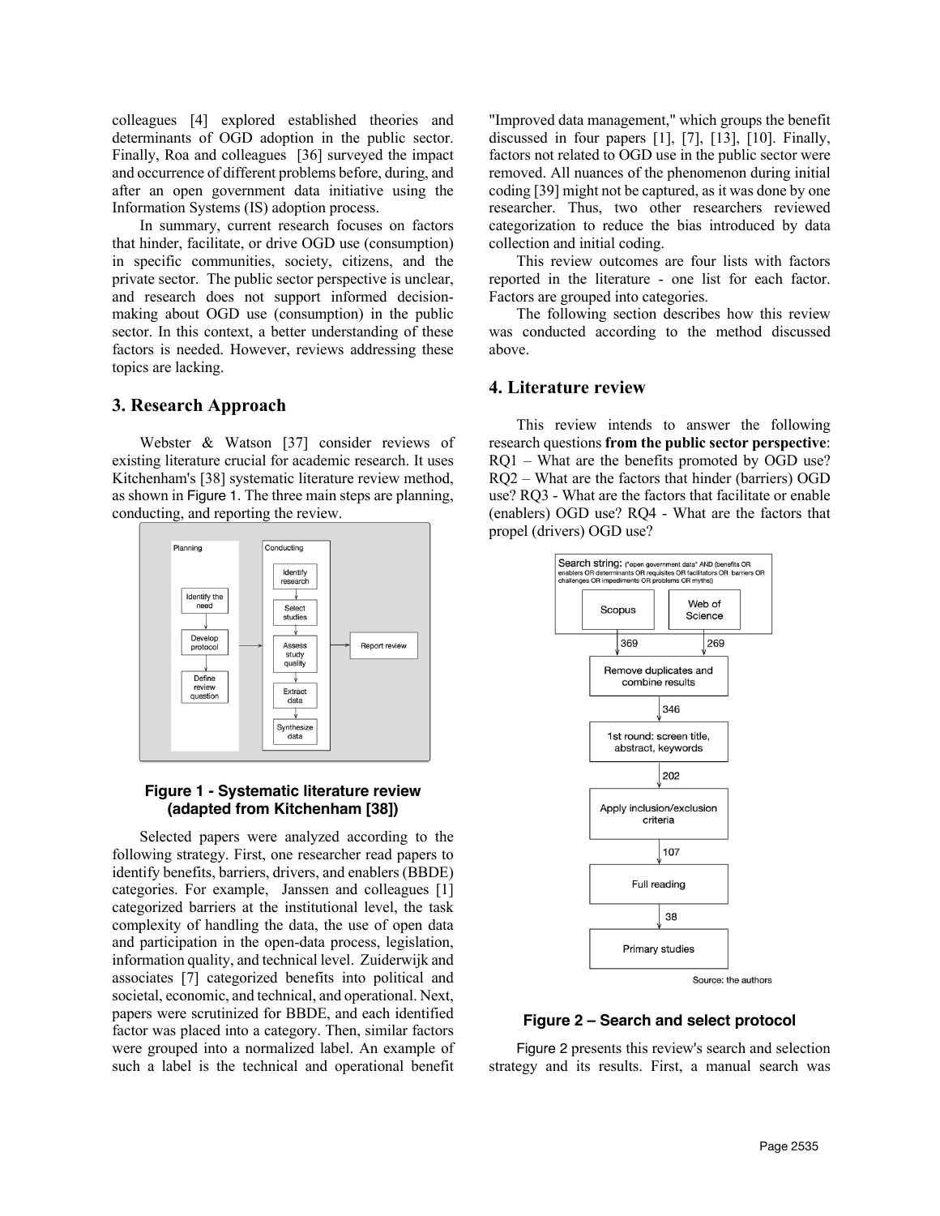colleagues [4] explored established theories and determinants of OGD adoption in the public sector. Finally, Roa and colleagues [36] surveyed the impact and occurrence of different problems before, during, and after an open government data initiative using the Information Systems (IS) adoption process.

In summary, current research focuses on factors that hinder, facilitate, or drive OGD use (consumption) in specific communities, society, citizens, and the private sector. The public sector perspective is unclear, and research does not support informed decision-making about OGD use (consumption) in the public sector. In this context, a better understanding of these factors is needed. However, reviews addressing these topics are lacking.

## 3. Research Approach

Webster & Watson [37] consider reviews of existing literature crucial for academic research. It uses Kitchenham's [38] systematic literature review method, as shown in Figure 1. The three main steps are planning, conducting, and reporting the review.

Planning: Identify the need → Develop protocol → Define review question

Conducting: Identify research → Select studies → Assess study quality → Extract data → Synthesize data

Report review

**Figure 1 - Systematic literature review (adapted from Kitchenham [38])**

Selected papers were analyzed according to the following strategy. First, one researcher read papers to identify benefits, barriers, drivers, and enablers (BBDE) categories. For example, Janssen and colleagues [1] categorized barriers at the institutional level, the task complexity of handling the data, the use of open data and participation in the open-data process, legislation, information quality, and technical level. Zuiderwijk and associates [7] categorized benefits into political and societal, economic, and technical, and operational. Next, papers were scrutinized for BBDE, and each identified factor was placed into a category. Then, similar factors were grouped into a normalized label. An example of such a label is the technical and operational benefit "Improved data management," which groups the benefit discussed in four papers [1], [7], [13], [10]. Finally, factors not related to OGD use in the public sector were removed. All nuances of the phenomenon during initial coding [39] might not be captured, as it was done by one researcher. Thus, two other researchers reviewed categorization to reduce the bias introduced by data collection and initial coding.

This review outcomes are four lists with factors reported in the literature - one list for each factor. Factors are grouped into categories.

The following section describes how this review was conducted according to the method discussed above.

## 4. Literature review

This review intends to answer the following research questions **from the public sector perspective**: RQ1 – What are the benefits promoted by OGD use? RQ2 – What are the factors that hinder (barriers) OGD use? RQ3 - What are the factors that facilitate or enable (enablers) OGD use? RQ4 - What are the factors that propel (drivers) OGD use?

Search string: ("open government data" AND (benefits OR enablers OR determinants OR requisites OR facilitators OR barriers OR challenges OR impediments OR problems OR myths))

Scopus: 369 | Web of Science: 269

Remove duplicates and combine results → 346

1st round: screen title, abstract, keywords → 202

Apply inclusion/exclusion criteria → 107

Full reading → 38

Primary studies

Source: the authors

**Figure 2 – Search and select protocol**

Figure 2 presents this review's search and selection strategy and its results. First, a manual search was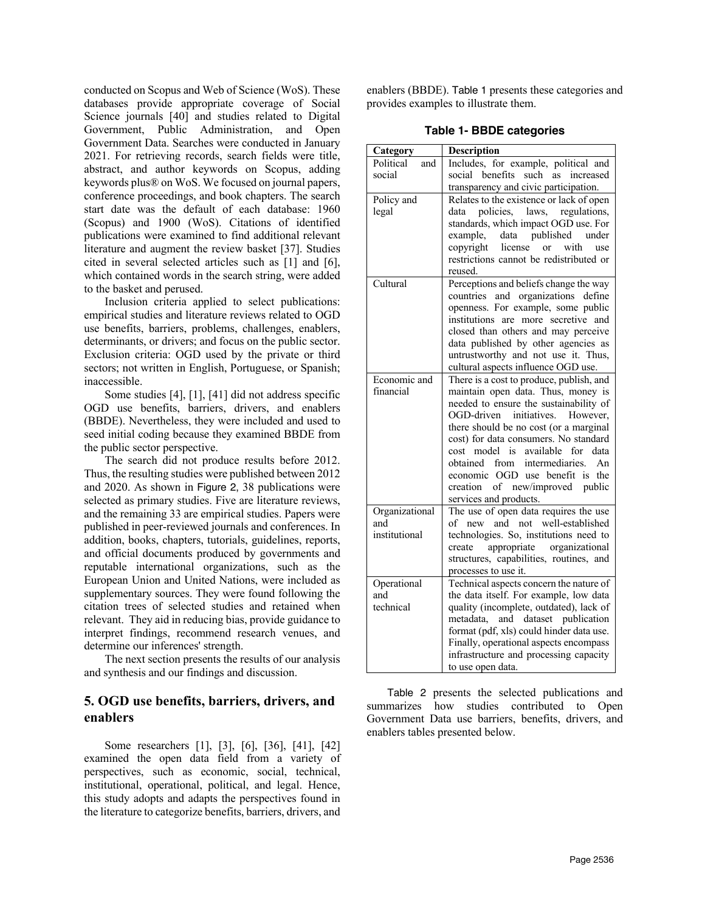conducted on Scopus and Web of Science (WoS). These databases provide appropriate coverage of Social Science journals [40] and studies related to Digital Government, Public Administration, and Open Government Data. Searches were conducted in January 2021. For retrieving records, search fields were title, abstract, and author keywords on Scopus, adding keywords plus® on WoS. We focused on journal papers, conference proceedings, and book chapters. The search start date was the default of each database: 1960 (Scopus) and 1900 (WoS). Citations of identified publications were examined to find additional relevant literature and augment the review basket [37]. Studies cited in several selected articles such as [1] and [6], which contained words in the search string, were added to the basket and perused.

Inclusion criteria applied to select publications: empirical studies and literature reviews related to OGD use benefits, barriers, problems, challenges, enablers, determinants, or drivers; and focus on the public sector. Exclusion criteria: OGD used by the private or third sectors; not written in English, Portuguese, or Spanish; inaccessible.

Some studies [4], [1], [41] did not address specific OGD use benefits, barriers, drivers, and enablers (BBDE). Nevertheless, they were included and used to seed initial coding because they examined BBDE from the public sector perspective.

The search did not produce results before 2012. Thus, the resulting studies were published between 2012 and 2020. As shown in Figure 2, 38 publications were selected as primary studies. Five are literature reviews, and the remaining 33 are empirical studies. Papers were published in peer-reviewed journals and conferences. In addition, books, chapters, tutorials, guidelines, reports, and official documents produced by governments and reputable international organizations, such as the European Union and United Nations, were included as supplementary sources. They were found following the citation trees of selected studies and retained when relevant. They aid in reducing bias, provide guidance to interpret findings, recommend research venues, and determine our inferences' strength.

The next section presents the results of our analysis and synthesis and our findings and discussion.

## 5. OGD use benefits, barriers, drivers, and enablers

Some researchers [1], [3], [6], [36], [41], [42] examined the open data field from a variety of perspectives, such as economic, social, technical, institutional, operational, political, and legal. Hence, this study adopts and adapts the perspectives found in the literature to categorize benefits, barriers, drivers, and enablers (BBDE). Table 1 presents these categories and provides examples to illustrate them.

**Table 1- BBDE categories**

| Category | Description |
|---|---|
| Political and social | Includes, for example, political and social benefits such as increased transparency and civic participation. |
| Policy and legal | Relates to the existence or lack of open data policies, laws, regulations, standards, which impact OGD use. For example, data published under copyright license or with use restrictions cannot be redistributed or reused. |
| Cultural | Perceptions and beliefs change the way countries and organizations define openness. For example, some public institutions are more secretive and closed than others and may perceive data published by other agencies as untrustworthy and not use it. Thus, cultural aspects influence OGD use. |
| Economic and financial | There is a cost to produce, publish, and maintain open data. Thus, money is needed to ensure the sustainability of OGD-driven initiatives. However, there should be no cost (or a marginal cost) for data consumers. No standard cost model is available for data obtained from intermediaries. An economic OGD use benefit is the creation of new/improved public services and products. |
| Organizational and institutional | The use of open data requires the use of new and not well-established technologies. So, institutions need to create appropriate organizational structures, capabilities, routines, and processes to use it. |
| Operational and technical | Technical aspects concern the nature of the data itself. For example, low data quality (incomplete, outdated), lack of metadata, and dataset publication format (pdf, xls) could hinder data use. Finally, operational aspects encompass infrastructure and processing capacity to use open data. |

Table 2 presents the selected publications and summarizes how studies contributed to Open Government Data use barriers, benefits, drivers, and enablers tables presented below.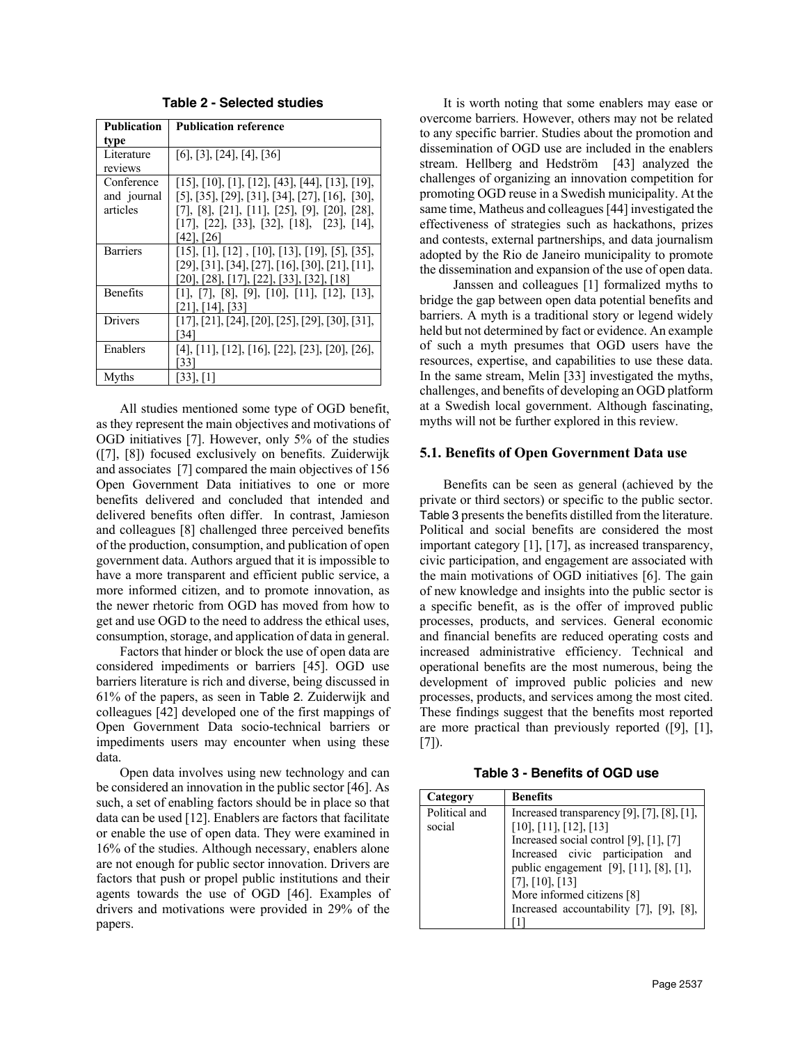**Table 2 - Selected studies**

| Publication type | Publication reference |
|---|---|
| Literature reviews | [6], [3], [24], [4], [36] |
| Conference and journal articles | [15], [10], [1], [12], [43], [44], [13], [19], [5], [35], [29], [31], [34], [27], [16], [30], [7], [8], [21], [11], [25], [9], [20], [28], [17], [22], [33], [32], [18], [23], [14], [42], [26] |
| Barriers | [15], [1], [12] , [10], [13], [19], [5], [35], [29], [31], [34], [27], [16], [30], [21], [11], [20], [28], [17], [22], [33], [32], [18] |
| Benefits | [1], [7], [8], [9], [10], [11], [12], [13], [21], [14], [33] |
| Drivers | [17], [21], [24], [20], [25], [29], [30], [31], [34] |
| Enablers | [4], [11], [12], [16], [22], [23], [20], [26], [33] |
| Myths | [33], [1] |

All studies mentioned some type of OGD benefit, as they represent the main objectives and motivations of OGD initiatives [7]. However, only 5% of the studies ([7], [8]) focused exclusively on benefits. Zuiderwijk and associates [7] compared the main objectives of 156 Open Government Data initiatives to one or more benefits delivered and concluded that intended and delivered benefits often differ. In contrast, Jamieson and colleagues [8] challenged three perceived benefits of the production, consumption, and publication of open government data. Authors argued that it is impossible to have a more transparent and efficient public service, a more informed citizen, and to promote innovation, as the newer rhetoric from OGD has moved from how to get and use OGD to the need to address the ethical uses, consumption, storage, and application of data in general.

Factors that hinder or block the use of open data are considered impediments or barriers [45]. OGD use barriers literature is rich and diverse, being discussed in 61% of the papers, as seen in Table 2. Zuiderwijk and colleagues [42] developed one of the first mappings of Open Government Data socio-technical barriers or impediments users may encounter when using these data.

Open data involves using new technology and can be considered an innovation in the public sector [46]. As such, a set of enabling factors should be in place so that data can be used [12]. Enablers are factors that facilitate or enable the use of open data. They were examined in 16% of the studies. Although necessary, enablers alone are not enough for public sector innovation. Drivers are factors that push or propel public institutions and their agents towards the use of OGD [46]. Examples of drivers and motivations were provided in 29% of the papers.

It is worth noting that some enablers may ease or overcome barriers. However, others may not be related to any specific barrier. Studies about the promotion and dissemination of OGD use are included in the enablers stream. Hellberg and Hedström [43] analyzed the challenges of organizing an innovation competition for promoting OGD reuse in a Swedish municipality. At the same time, Matheus and colleagues [44] investigated the effectiveness of strategies such as hackathons, prizes and contests, external partnerships, and data journalism adopted by the Rio de Janeiro municipality to promote the dissemination and expansion of the use of open data.

Janssen and colleagues [1] formalized myths to bridge the gap between open data potential benefits and barriers. A myth is a traditional story or legend widely held but not determined by fact or evidence. An example of such a myth presumes that OGD users have the resources, expertise, and capabilities to use these data. In the same stream, Melin [33] investigated the myths, challenges, and benefits of developing an OGD platform at a Swedish local government. Although fascinating, myths will not be further explored in this review.

### 5.1. Benefits of Open Government Data use

Benefits can be seen as general (achieved by the private or third sectors) or specific to the public sector. Table 3 presents the benefits distilled from the literature. Political and social benefits are considered the most important category [1], [17], as increased transparency, civic participation, and engagement are associated with the main motivations of OGD initiatives [6]. The gain of new knowledge and insights into the public sector is a specific benefit, as is the offer of improved public processes, products, and services. General economic and financial benefits are reduced operating costs and increased administrative efficiency. Technical and operational benefits are the most numerous, being the development of improved public policies and new processes, products, and services among the most cited. These findings suggest that the benefits most reported are more practical than previously reported ([9], [1], [7]).

**Table 3 - Benefits of OGD use**

| Category | Benefits |
|---|---|
| Political and social | Increased transparency [9], [7], [8], [1], [10], [11], [12], [13]<br>Increased social control [9], [1], [7]<br>Increased civic participation and public engagement [9], [11], [8], [1], [7], [10], [13]<br>More informed citizens [8]<br>Increased accountability [7], [9], [8], [1] |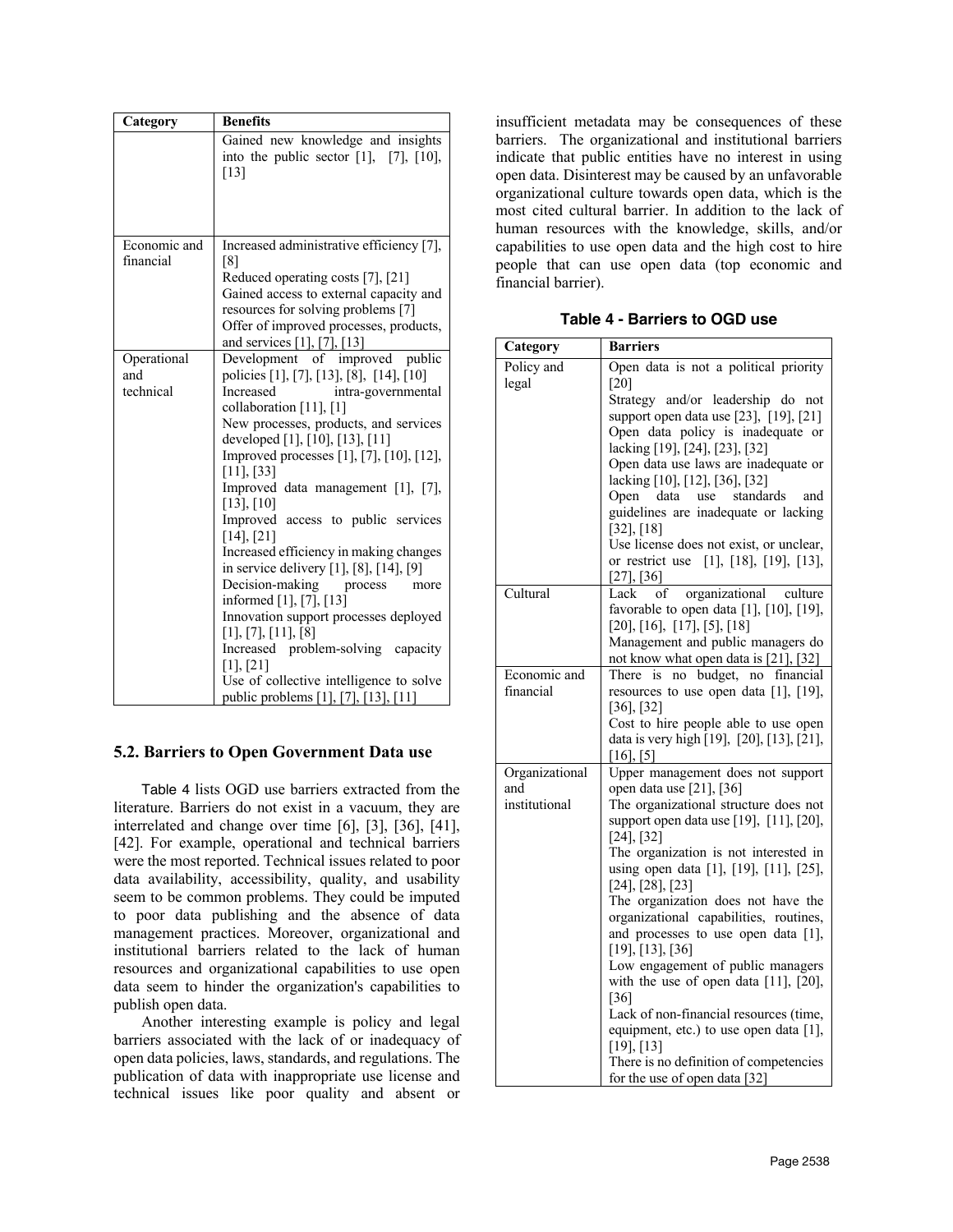| Category | Benefits |
|---|---|
| | Gained new knowledge and insights into the public sector [1], [7], [10], [13] |
| Economic and financial | Increased administrative efficiency [7], [8]<br>Reduced operating costs [7], [21]<br>Gained access to external capacity and resources for solving problems [7]<br>Offer of improved processes, products, and services [1], [7], [13] |
| Operational and technical | Development of improved public policies [1], [7], [13], [8], [14], [10]<br>Increased intra-governmental collaboration [11], [1]<br>New processes, products, and services developed [1], [10], [13], [11]<br>Improved processes [1], [7], [10], [12], [11], [33]<br>Improved data management [1], [7], [13], [10]<br>Improved access to public services [14], [21]<br>Increased efficiency in making changes in service delivery [1], [8], [14], [9]<br>Decision-making process more informed [1], [7], [13]<br>Innovation support processes deployed [1], [7], [11], [8]<br>Increased problem-solving capacity [1], [21]<br>Use of collective intelligence to solve public problems [1], [7], [13], [11] |

## 5.2. Barriers to Open Government Data use

Table 4 lists OGD use barriers extracted from the literature. Barriers do not exist in a vacuum, they are interrelated and change over time [6], [3], [36], [41], [42]. For example, operational and technical barriers were the most reported. Technical issues related to poor data availability, accessibility, quality, and usability seem to be common problems. They could be imputed to poor data publishing and the absence of data management practices. Moreover, organizational and institutional barriers related to the lack of human resources and organizational capabilities to use open data seem to hinder the organization's capabilities to publish open data.

Another interesting example is policy and legal barriers associated with the lack of or inadequacy of open data policies, laws, standards, and regulations. The publication of data with inappropriate use license and technical issues like poor quality and absent or insufficient metadata may be consequences of these barriers. The organizational and institutional barriers indicate that public entities have no interest in using open data. Disinterest may be caused by an unfavorable organizational culture towards open data, which is the most cited cultural barrier. In addition to the lack of human resources with the knowledge, skills, and/or capabilities to use open data and the high cost to hire people that can use open data (top economic and financial barrier).

**Table 4 - Barriers to OGD use**

| Category | Barriers |
|---|---|
| Policy and legal | Open data is not a political priority [20]<br>Strategy and/or leadership do not support open data use [23], [19], [21]<br>Open data policy is inadequate or lacking [19], [24], [23], [32]<br>Open data use laws are inadequate or lacking [10], [12], [36], [32]<br>Open data use standards and guidelines are inadequate or lacking [32], [18]<br>Use license does not exist, or unclear, or restrict use [1], [18], [19], [13], [27], [36] |
| Cultural | Lack of organizational culture favorable to open data [1], [10], [19], [20], [16], [17], [5], [18]<br>Management and public managers do not know what open data is [21], [32] |
| Economic and financial | There is no budget, no financial resources to use open data [1], [19], [36], [32]<br>Cost to hire people able to use open data is very high [19], [20], [13], [21], [16], [5] |
| Organizational and institutional | Upper management does not support open data use [21], [36]<br>The organizational structure does not support open data use [19], [11], [20], [24], [32]<br>The organization is not interested in using open data [1], [19], [11], [25], [24], [28], [23]<br>The organization does not have the organizational capabilities, routines, and processes to use open data [1], [19], [13], [36]<br>Low engagement of public managers with the use of open data [11], [20], [36]<br>Lack of non-financial resources (time, equipment, etc.) to use open data [1], [19], [13]<br>There is no definition of competencies for the use of open data [32] |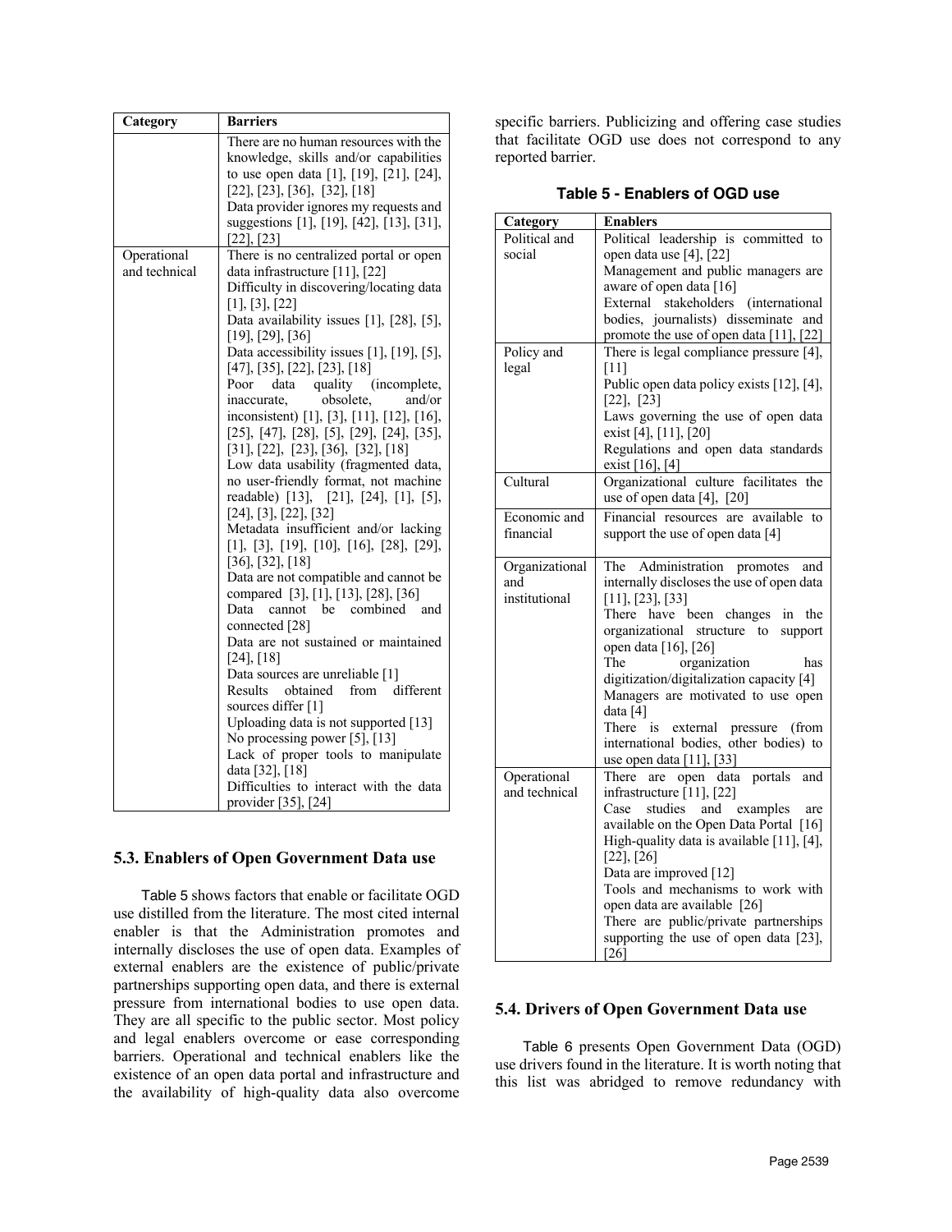| Category | Barriers |
|---|---|
| | There are no human resources with the knowledge, skills and/or capabilities to use open data [1], [19], [21], [24], [22], [23], [36], [32], [18]<br>Data provider ignores my requests and suggestions [1], [19], [42], [13], [31], [22], [23] |
| Operational and technical | There is no centralized portal or open data infrastructure [11], [22]<br>Difficulty in discovering/locating data [1], [3], [22]<br>Data availability issues [1], [28], [5], [19], [29], [36]<br>Data accessibility issues [1], [19], [5], [47], [35], [22], [23], [18]<br>Poor data quality (incomplete, inaccurate, obsolete, and/or inconsistent) [1], [3], [11], [12], [16], [25], [47], [28], [5], [29], [24], [35], [31], [22], [23], [36], [32], [18]<br>Low data usability (fragmented data, no user-friendly format, not machine readable) [13], [21], [24], [1], [5], [24], [3], [22], [32]<br>Metadata insufficient and/or lacking [1], [3], [19], [10], [16], [28], [29], [36], [32], [18]<br>Data are not compatible and cannot be compared [3], [1], [13], [28], [36]<br>Data cannot be combined and connected [28]<br>Data are not sustained or maintained [24], [18]<br>Data sources are unreliable [1]<br>Results obtained from different sources differ [1]<br>Uploading data is not supported [13]<br>No processing power [5], [13]<br>Lack of proper tools to manipulate data [32], [18]<br>Difficulties to interact with the data provider [35], [24] |

## 5.3. Enablers of Open Government Data use

Table 5 shows factors that enable or facilitate OGD use distilled from the literature. The most cited internal enabler is that the Administration promotes and internally discloses the use of open data. Examples of external enablers are the existence of public/private partnerships supporting open data, and there is external pressure from international bodies to use open data. They are all specific to the public sector. Most policy and legal enablers overcome or ease corresponding barriers. Operational and technical enablers like the existence of an open data portal and infrastructure and the availability of high-quality data also overcome specific barriers. Publicizing and offering case studies that facilitate OGD use does not correspond to any reported barrier.

**Table 5 - Enablers of OGD use**

| Category | Enablers |
|---|---|
| Political and social | Political leadership is committed to open data use [4], [22]<br>Management and public managers are aware of open data [16]<br>External stakeholders (international bodies, journalists) disseminate and promote the use of open data [11], [22] |
| Policy and legal | There is legal compliance pressure [4], [11]<br>Public open data policy exists [12], [4], [22], [23]<br>Laws governing the use of open data exist [4], [11], [20]<br>Regulations and open data standards exist [16], [4] |
| Cultural | Organizational culture facilitates the use of open data [4], [20] |
| Economic and financial | Financial resources are available to support the use of open data [4] |
| Organizational and institutional | The Administration promotes and internally discloses the use of open data [11], [23], [33]<br>There have been changes in the organizational structure to support open data [16], [26]<br>The organization has digitization/digitalization capacity [4]<br>Managers are motivated to use open data [4]<br>There is external pressure (from international bodies, other bodies) to use open data [11], [33] |
| Operational and technical | There are open data portals and infrastructure [11], [22]<br>Case studies and examples are available on the Open Data Portal [16]<br>High-quality data is available [11], [4], [22], [26]<br>Data are improved [12]<br>Tools and mechanisms to work with open data are available [26]<br>There are public/private partnerships supporting the use of open data [23], [26] |

## 5.4. Drivers of Open Government Data use

Table 6 presents Open Government Data (OGD) use drivers found in the literature. It is worth noting that this list was abridged to remove redundancy with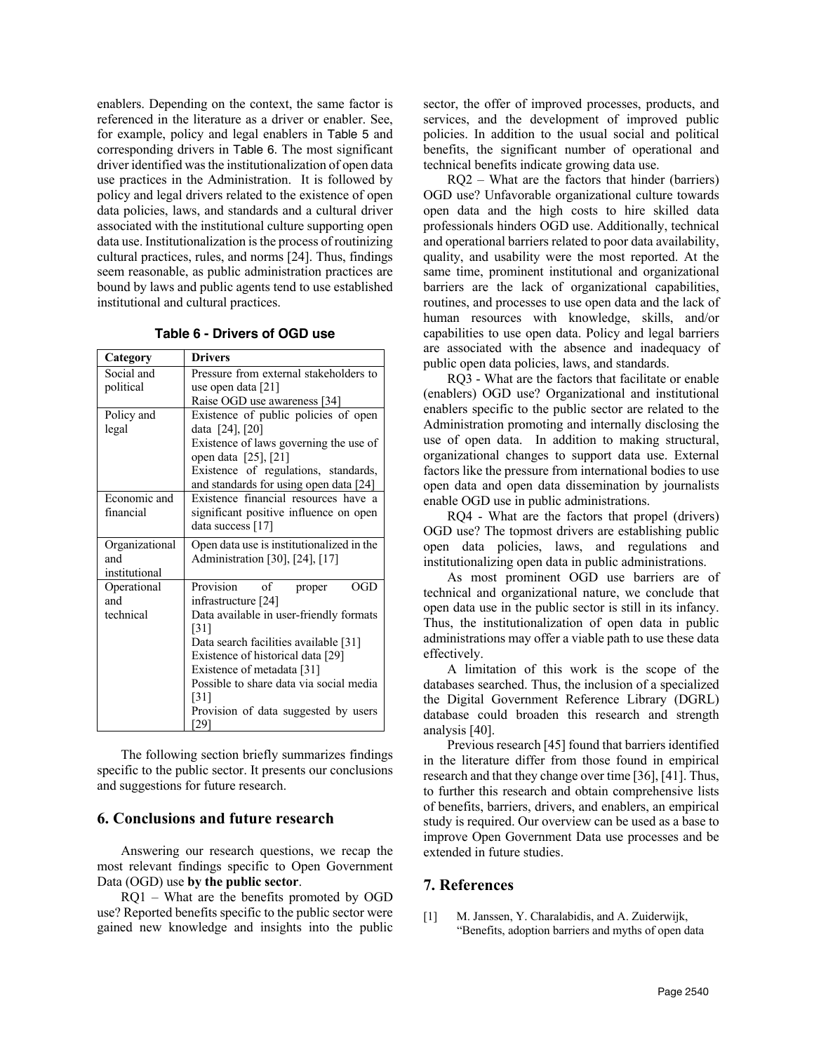enablers. Depending on the context, the same factor is referenced in the literature as a driver or enabler. See, for example, policy and legal enablers in Table 5 and corresponding drivers in Table 6. The most significant driver identified was the institutionalization of open data use practices in the Administration. It is followed by policy and legal drivers related to the existence of open data policies, laws, and standards and a cultural driver associated with the institutional culture supporting open data use. Institutionalization is the process of routinizing cultural practices, rules, and norms [24]. Thus, findings seem reasonable, as public administration practices are bound by laws and public agents tend to use established institutional and cultural practices.

**Table 6 - Drivers of OGD use**

| Category | Drivers |
|---|---|
| Social and political | Pressure from external stakeholders to use open data [21]<br>Raise OGD use awareness [34] |
| Policy and legal | Existence of public policies of open data [24], [20]<br>Existence of laws governing the use of open data [25], [21]<br>Existence of regulations, standards, and standards for using open data [24] |
| Economic and financial | Existence financial resources have a significant positive influence on open data success [17] |
| Organizational and institutional | Open data use is institutionalized in the Administration [30], [24], [17] |
| Operational and technical | Provision of proper OGD infrastructure [24]<br>Data available in user-friendly formats [31]<br>Data search facilities available [31]<br>Existence of historical data [29]<br>Existence of metadata [31]<br>Possible to share data via social media [31]<br>Provision of data suggested by users [29] |

The following section briefly summarizes findings specific to the public sector. It presents our conclusions and suggestions for future research.

## 6. Conclusions and future research

Answering our research questions, we recap the most relevant findings specific to Open Government Data (OGD) use **by the public sector**.

RQ1 – What are the benefits promoted by OGD use? Reported benefits specific to the public sector were gained new knowledge and insights into the public sector, the offer of improved processes, products, and services, and the development of improved public policies. In addition to the usual social and political benefits, the significant number of operational and technical benefits indicate growing data use.

RQ2 – What are the factors that hinder (barriers) OGD use? Unfavorable organizational culture towards open data and the high costs to hire skilled data professionals hinders OGD use. Additionally, technical and operational barriers related to poor data availability, quality, and usability were the most reported. At the same time, prominent institutional and organizational barriers are the lack of organizational capabilities, routines, and processes to use open data and the lack of human resources with knowledge, skills, and/or capabilities to use open data. Policy and legal barriers are associated with the absence and inadequacy of public open data policies, laws, and standards.

RQ3 - What are the factors that facilitate or enable (enablers) OGD use? Organizational and institutional enablers specific to the public sector are related to the Administration promoting and internally disclosing the use of open data. In addition to making structural, organizational changes to support data use. External factors like the pressure from international bodies to use open data and open data dissemination by journalists enable OGD use in public administrations.

RQ4 - What are the factors that propel (drivers) OGD use? The topmost drivers are establishing public open data policies, laws, and regulations and institutionalizing open data in public administrations.

As most prominent OGD use barriers are of technical and organizational nature, we conclude that open data use in the public sector is still in its infancy. Thus, the institutionalization of open data in public administrations may offer a viable path to use these data effectively.

A limitation of this work is the scope of the databases searched. Thus, the inclusion of a specialized the Digital Government Reference Library (DGRL) database could broaden this research and strength analysis [40].

Previous research [45] found that barriers identified in the literature differ from those found in empirical research and that they change over time [36], [41]. Thus, to further this research and obtain comprehensive lists of benefits, barriers, drivers, and enablers, an empirical study is required. Our overview can be used as a base to improve Open Government Data use processes and be extended in future studies.

## 7. References

[1] M. Janssen, Y. Charalabidis, and A. Zuiderwijk, "Benefits, adoption barriers and myths of open data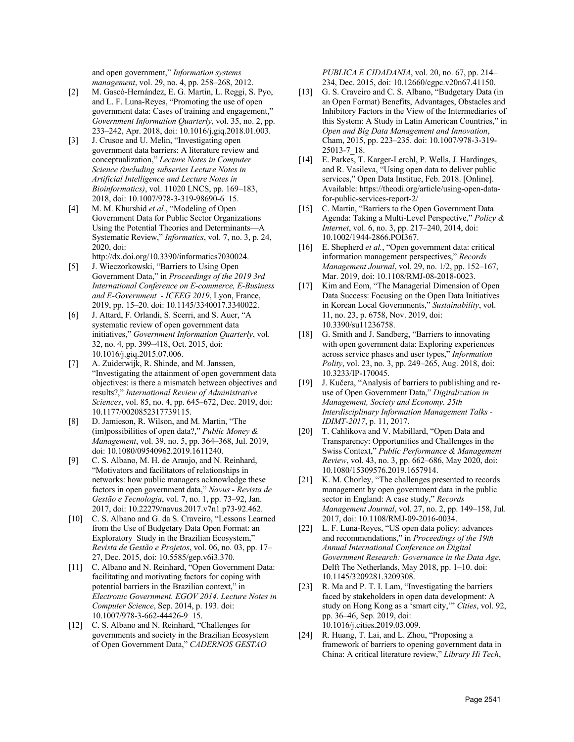and open government," *Information systems management*, vol. 29, no. 4, pp. 258–268, 2012.

[2] M. Gascó-Hernández, E. G. Martin, L. Reggi, S. Pyo, and L. F. Luna-Reyes, "Promoting the use of open government data: Cases of training and engagement," *Government Information Quarterly*, vol. 35, no. 2, pp. 233–242, Apr. 2018, doi: 10.1016/j.giq.2018.01.003.

[3] J. Crusoe and U. Melin, "Investigating open government data barriers: A literature review and conceptualization," *Lecture Notes in Computer Science (including subseries Lecture Notes in Artificial Intelligence and Lecture Notes in Bioinformatics)*, vol. 11020 LNCS, pp. 169–183, 2018, doi: 10.1007/978-3-319-98690-6_15.

[4] M. M. Khurshid *et al.*, "Modeling of Open Government Data for Public Sector Organizations Using the Potential Theories and Determinants—A Systematic Review," *Informatics*, vol. 7, no. 3, p. 24, 2020, doi: http://dx.doi.org/10.3390/informatics7030024.

[5] J. Wieczorkowski, "Barriers to Using Open Government Data," in *Proceedings of the 2019 3rd International Conference on E-commerce, E-Business and E-Government - ICEEG 2019*, Lyon, France, 2019, pp. 15–20. doi: 10.1145/3340017.3340022.

[6] J. Attard, F. Orlandi, S. Scerri, and S. Auer, "A systematic review of open government data initiatives," *Government Information Quarterly*, vol. 32, no. 4, pp. 399–418, Oct. 2015, doi: 10.1016/j.giq.2015.07.006.

[7] A. Zuiderwijk, R. Shinde, and M. Janssen, "Investigating the attainment of open government data objectives: is there a mismatch between objectives and results?," *International Review of Administrative Sciences*, vol. 85, no. 4, pp. 645–672, Dec. 2019, doi: 10.1177/0020852317739115.

[8] D. Jamieson, R. Wilson, and M. Martin, "The (im)possibilities of open data?," *Public Money & Management*, vol. 39, no. 5, pp. 364–368, Jul. 2019, doi: 10.1080/09540962.2019.1611240.

[9] C. S. Albano, M. H. de Araujo, and N. Reinhard, "Motivators and facilitators of relationships in networks: how public managers acknowledge these factors in open government data," *Navus - Revista de Gestão e Tecnologia*, vol. 7, no. 1, pp. 73–92, Jan. 2017, doi: 10.22279/navus.2017.v7n1.p73-92.462.

[10] C. S. Albano and G. da S. Craveiro, "Lessons Learned from the Use of Budgetary Data Open Format: an Exploratory Study in the Brazilian Ecosystem," *Revista de Gestão e Projetos*, vol. 06, no. 03, pp. 17–27, Dec. 2015, doi: 10.5585/gep.v6i3.370.

[11] C. Albano and N. Reinhard, "Open Government Data: facilitating and motivating factors for coping with potential barriers in the Brazilian context," in *Electronic Government. EGOV 2014. Lecture Notes in Computer Science*, Sep. 2014, p. 193. doi: 10.1007/978-3-662-44426-9_15.

[12] C. S. Albano and N. Reinhard, "Challenges for governments and society in the Brazilian Ecosystem of Open Government Data," *CADERNOS GESTAO PUBLICA E CIDADANIA*, vol. 20, no. 67, pp. 214–234, Dec. 2015, doi: 10.12660/cgpc.v20n67.41150.

[13] G. S. Craveiro and C. S. Albano, "Budgetary Data (in an Open Format) Benefits, Advantages, Obstacles and Inhibitory Factors in the View of the Intermediaries of this System: A Study in Latin American Countries," in *Open and Big Data Management and Innovation*, Cham, 2015, pp. 223–235. doi: 10.1007/978-3-319-25013-7_18.

[14] E. Parkes, T. Karger-Lerchl, P. Wells, J. Hardinges, and R. Vasileva, "Using open data to deliver public services," Open Data Institue, Feb. 2018. [Online]. Available: https://theodi.org/article/using-open-data-for-public-services-report-2/

[15] C. Martin, "Barriers to the Open Government Data Agenda: Taking a Multi-Level Perspective," *Policy & Internet*, vol. 6, no. 3, pp. 217–240, 2014, doi: 10.1002/1944-2866.POI367.

[16] E. Shepherd *et al.*, "Open government data: critical information management perspectives," *Records Management Journal*, vol. 29, no. 1/2, pp. 152–167, Mar. 2019, doi: 10.1108/RMJ-08-2018-0023.

[17] Kim and Eom, "The Managerial Dimension of Open Data Success: Focusing on the Open Data Initiatives in Korean Local Governments," *Sustainability*, vol. 11, no. 23, p. 6758, Nov. 2019, doi: 10.3390/su11236758.

[18] G. Smith and J. Sandberg, "Barriers to innovating with open government data: Exploring experiences across service phases and user types," *Information Polity*, vol. 23, no. 3, pp. 249–265, Aug. 2018, doi: 10.3233/IP-170045.

[19] J. Kučera, "Analysis of barriers to publishing and re-use of Open Government Data," *Digitalization in Management, Society and Economy. 25th Interdisciplinary Information Management Talks - IDIMT-2017*, p. 11, 2017.

[20] T. Cahlikova and V. Mabillard, "Open Data and Transparency: Opportunities and Challenges in the Swiss Context," *Public Performance & Management Review*, vol. 43, no. 3, pp. 662–686, May 2020, doi: 10.1080/15309576.2019.1657914.

[21] K. M. Chorley, "The challenges presented to records management by open government data in the public sector in England: A case study," *Records Management Journal*, vol. 27, no. 2, pp. 149–158, Jul. 2017, doi: 10.1108/RMJ-09-2016-0034.

[22] L. F. Luna-Reyes, "US open data policy: advances and recommendations," in *Proceedings of the 19th Annual International Conference on Digital Government Research: Governance in the Data Age*, Delft The Netherlands, May 2018, pp. 1–10. doi: 10.1145/3209281.3209308.

[23] R. Ma and P. T. I. Lam, "Investigating the barriers faced by stakeholders in open data development: A study on Hong Kong as a 'smart city,'" *Cities*, vol. 92, pp. 36–46, Sep. 2019, doi: 10.1016/j.cities.2019.03.009.

[24] R. Huang, T. Lai, and L. Zhou, "Proposing a framework of barriers to opening government data in China: A critical literature review," *Library Hi Tech*,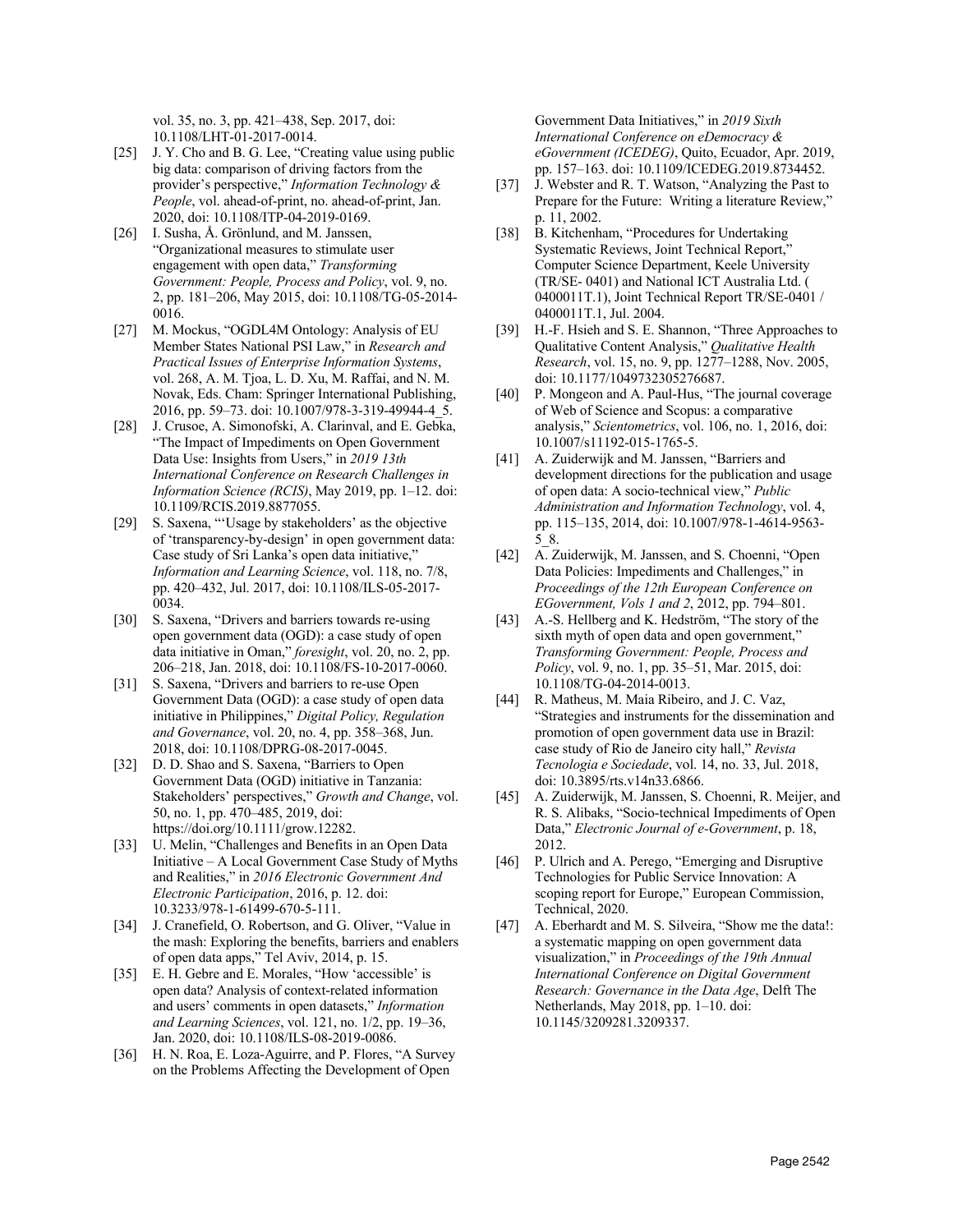vol. 35, no. 3, pp. 421–438, Sep. 2017, doi: 10.1108/LHT-01-2017-0014.

[25] J. Y. Cho and B. G. Lee, "Creating value using public big data: comparison of driving factors from the provider's perspective," *Information Technology & People*, vol. ahead-of-print, no. ahead-of-print, Jan. 2020, doi: 10.1108/ITP-04-2019-0169.

[26] I. Susha, Å. Grönlund, and M. Janssen, "Organizational measures to stimulate user engagement with open data," *Transforming Government: People, Process and Policy*, vol. 9, no. 2, pp. 181–206, May 2015, doi: 10.1108/TG-05-2014-0016.

[27] M. Mockus, "OGDL4M Ontology: Analysis of EU Member States National PSI Law," in *Research and Practical Issues of Enterprise Information Systems*, vol. 268, A. M. Tjoa, L. D. Xu, M. Raffai, and N. M. Novak, Eds. Cham: Springer International Publishing, 2016, pp. 59–73. doi: 10.1007/978-3-319-49944-4_5.

[28] J. Crusoe, A. Simonofski, A. Clarinval, and E. Gebka, "The Impact of Impediments on Open Government Data Use: Insights from Users," in *2019 13th International Conference on Research Challenges in Information Science (RCIS)*, May 2019, pp. 1–12. doi: 10.1109/RCIS.2019.8877055.

[29] S. Saxena, "'Usage by stakeholders' as the objective of 'transparency-by-design' in open government data: Case study of Sri Lanka's open data initiative," *Information and Learning Science*, vol. 118, no. 7/8, pp. 420–432, Jul. 2017, doi: 10.1108/ILS-05-2017-0034.

[30] S. Saxena, "Drivers and barriers towards re-using open government data (OGD): a case study of open data initiative in Oman," *foresight*, vol. 20, no. 2, pp. 206–218, Jan. 2018, doi: 10.1108/FS-10-2017-0060.

[31] S. Saxena, "Drivers and barriers to re-use Open Government Data (OGD): a case study of open data initiative in Philippines," *Digital Policy, Regulation and Governance*, vol. 20, no. 4, pp. 358–368, Jun. 2018, doi: 10.1108/DPRG-08-2017-0045.

[32] D. D. Shao and S. Saxena, "Barriers to Open Government Data (OGD) initiative in Tanzania: Stakeholders' perspectives," *Growth and Change*, vol. 50, no. 1, pp. 470–485, 2019, doi: https://doi.org/10.1111/grow.12282.

[33] U. Melin, "Challenges and Benefits in an Open Data Initiative – A Local Government Case Study of Myths and Realities," in *2016 Electronic Government And Electronic Participation*, 2016, p. 12. doi: 10.3233/978-1-61499-670-5-111.

[34] J. Cranefield, O. Robertson, and G. Oliver, "Value in the mash: Exploring the benefits, barriers and enablers of open data apps," Tel Aviv, 2014, p. 15.

[35] E. H. Gebre and E. Morales, "How 'accessible' is open data? Analysis of context-related information and users' comments in open datasets," *Information and Learning Sciences*, vol. 121, no. 1/2, pp. 19–36, Jan. 2020, doi: 10.1108/ILS-08-2019-0086.

[36] H. N. Roa, E. Loza-Aguirre, and P. Flores, "A Survey on the Problems Affecting the Development of Open Government Data Initiatives," in *2019 Sixth International Conference on eDemocracy & eGovernment (ICEDEG)*, Quito, Ecuador, Apr. 2019, pp. 157–163. doi: 10.1109/ICEDEG.2019.8734452.

[37] J. Webster and R. T. Watson, "Analyzing the Past to Prepare for the Future: Writing a literature Review," p. 11, 2002.

[38] B. Kitchenham, "Procedures for Undertaking Systematic Reviews, Joint Technical Report," Computer Science Department, Keele University (TR/SE- 0401) and National ICT Australia Ltd. ( 0400011T.1), Joint Technical Report TR/SE-0401 / 0400011T.1, Jul. 2004.

[39] H.-F. Hsieh and S. E. Shannon, "Three Approaches to Qualitative Content Analysis," *Qualitative Health Research*, vol. 15, no. 9, pp. 1277–1288, Nov. 2005, doi: 10.1177/1049732305276687.

[40] P. Mongeon and A. Paul-Hus, "The journal coverage of Web of Science and Scopus: a comparative analysis," *Scientometrics*, vol. 106, no. 1, 2016, doi: 10.1007/s11192-015-1765-5.

[41] A. Zuiderwijk and M. Janssen, "Barriers and development directions for the publication and usage of open data: A socio-technical view," *Public Administration and Information Technology*, vol. 4, pp. 115–135, 2014, doi: 10.1007/978-1-4614-9563-5_8.

[42] A. Zuiderwijk, M. Janssen, and S. Choenni, "Open Data Policies: Impediments and Challenges," in *Proceedings of the 12th European Conference on EGovernment, Vols 1 and 2*, 2012, pp. 794–801.

[43] A.-S. Hellberg and K. Hedström, "The story of the sixth myth of open data and open government," *Transforming Government: People, Process and Policy*, vol. 9, no. 1, pp. 35–51, Mar. 2015, doi: 10.1108/TG-04-2014-0013.

[44] R. Matheus, M. Maia Ribeiro, and J. C. Vaz, "Strategies and instruments for the dissemination and promotion of open government data use in Brazil: case study of Rio de Janeiro city hall," *Revista Tecnologia e Sociedade*, vol. 14, no. 33, Jul. 2018, doi: 10.3895/rts.v14n33.6866.

[45] A. Zuiderwijk, M. Janssen, S. Choenni, R. Meijer, and R. S. Alibaks, "Socio-technical Impediments of Open Data," *Electronic Journal of e-Government*, p. 18, 2012.

[46] P. Ulrich and A. Perego, "Emerging and Disruptive Technologies for Public Service Innovation: A scoping report for Europe," European Commission, Technical, 2020.

[47] A. Eberhardt and M. S. Silveira, "Show me the data!: a systematic mapping on open government data visualization," in *Proceedings of the 19th Annual International Conference on Digital Government Research: Governance in the Data Age*, Delft The Netherlands, May 2018, pp. 1–10. doi: 10.1145/3209281.3209337.